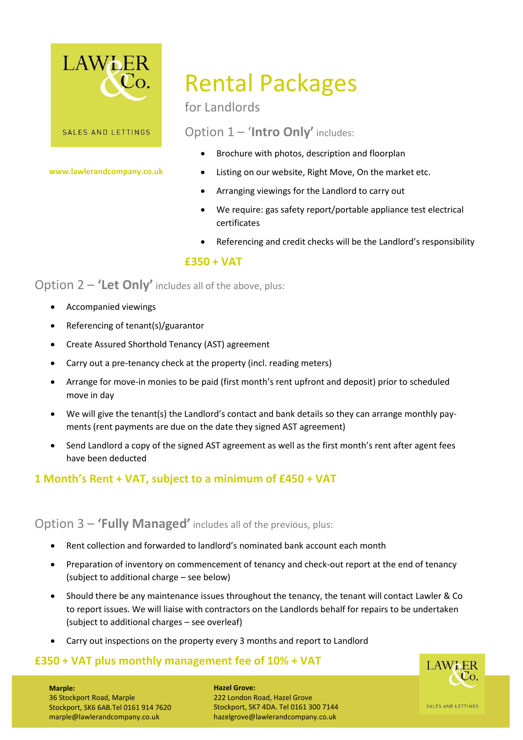LAWLER & Co.

SALES AND LETTINGS

**www.lawlerandcompany.co.uk**

# Rental Packages

for Landlords

## Option 1 – '**Intro Only**' includes:

- Brochure with photos, description and floorplan
- Listing on our website, Right Move, On the market etc.
- Arranging viewings for the Landlord to carry out
- We require: gas safety report/portable appliance test electrical certificates
- Referencing and credit checks will be the Landlord's responsibility

**£350 + VAT**

## Option 2 – '**Let Only**' includes all of the above, plus:

- Accompanied viewings
- Referencing of tenant(s)/guarantor
- Create Assured Shorthold Tenancy (AST) agreement
- Carry out a pre-tenancy check at the property (incl. reading meters)
- Arrange for move-in monies to be paid (first month's rent upfront and deposit) prior to scheduled move in day
- We will give the tenant(s) the Landlord's contact and bank details so they can arrange monthly payments (rent payments are due on the date they signed AST agreement)
- Send Landlord a copy of the signed AST agreement as well as the first month's rent after agent fees have been deducted

**1 Month's Rent + VAT, subject to a minimum of £450 + VAT**

## Option 3 – '**Fully Managed**' includes all of the previous, plus:

- Rent collection and forwarded to landlord's nominated bank account each month
- Preparation of inventory on commencement of tenancy and check-out report at the end of tenancy (subject to additional charge – see below)
- Should there be any maintenance issues throughout the tenancy, the tenant will contact Lawler & Co to report issues. We will liaise with contractors on the Landlords behalf for repairs to be undertaken (subject to additional charges – see overleaf)
- Carry out inspections on the property every 3 months and report to Landlord

**£350 + VAT plus monthly management fee of 10% + VAT**

**Marple:**
36 Stockport Road, Marple
Stockport, SK6 6AB.Tel 0161 914 7620
marple@lawlerandcompany.co.uk

**Hazel Grove:**
222 London Road, Hazel Grove
Stockport, SK7 4DA. Tel 0161 300 7144
hazelgrove@lawlerandcompany.co.uk

LAWLER & Co.

SALES AND LETTINGS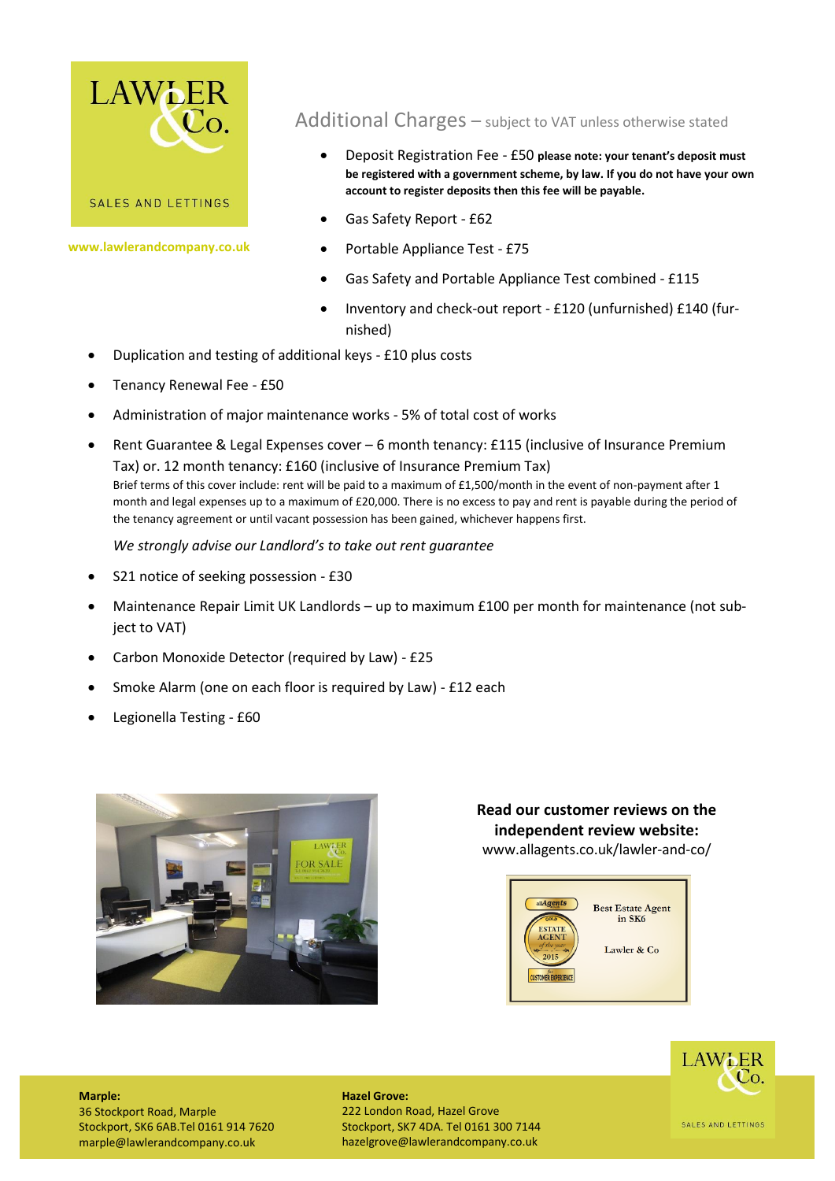LAWLER & Co.

SALES AND LETTINGS

www.lawlerandcompany.co.uk

## Additional Charges – subject to VAT unless otherwise stated

- Deposit Registration Fee - £50 **please note: your tenant's deposit must be registered with a government scheme, by law. If you do not have your own account to register deposits then this fee will be payable.**
- Gas Safety Report - £62
- Portable Appliance Test - £75
- Gas Safety and Portable Appliance Test combined - £115
- Inventory and check-out report - £120 (unfurnished) £140 (furnished)
- Duplication and testing of additional keys - £10 plus costs
- Tenancy Renewal Fee - £50
- Administration of major maintenance works - 5% of total cost of works
- Rent Guarantee & Legal Expenses cover – 6 month tenancy: £115 (inclusive of Insurance Premium Tax) or. 12 month tenancy: £160 (inclusive of Insurance Premium Tax)
  Brief terms of this cover include: rent will be paid to a maximum of £1,500/month in the event of non-payment after 1 month and legal expenses up to a maximum of £20,000. There is no excess to pay and rent is payable during the period of the tenancy agreement or until vacant possession has been gained, whichever happens first.

  *We strongly advise our Landlord's to take out rent guarantee*
- S21 notice of seeking possession - £30
- Maintenance Repair Limit UK Landlords – up to maximum £100 per month for maintenance (not subject to VAT)
- Carbon Monoxide Detector (required by Law) - £25
- Smoke Alarm (one on each floor is required by Law) - £12 each
- Legionella Testing - £60

**Read our customer reviews on the independent review website:**
www.allagents.co.uk/lawler-and-co/

allAgents GOLD ESTATE AGENT of the year 2015 CUSTOMER EXPERIENCE

Best Estate Agent in SK6

Lawler & Co

**Marple:**
36 Stockport Road, Marple
Stockport, SK6 6AB.Tel 0161 914 7620
marple@lawlerandcompany.co.uk

**Hazel Grove:**
222 London Road, Hazel Grove
Stockport, SK7 4DA. Tel 0161 300 7144
hazelgrove@lawlerandcompany.co.uk

LAWLER & Co.

SALES AND LETTINGS